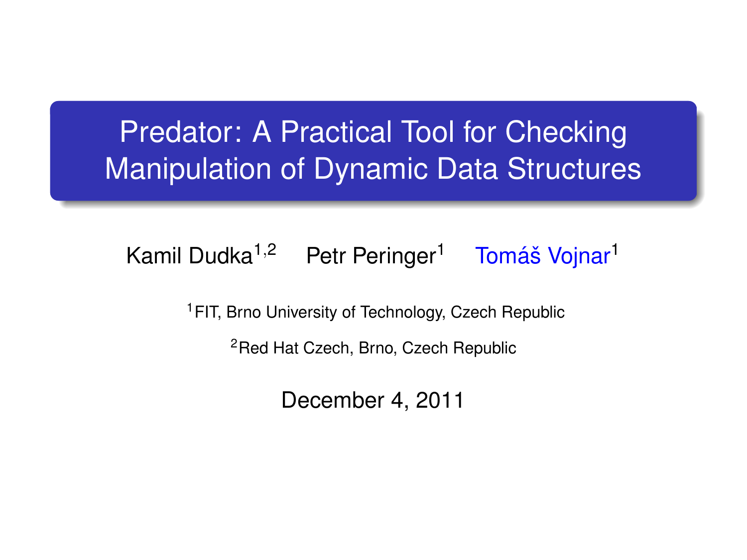# Predator: A Practical Tool for Checking Manipulation of Dynamic Data Structures

Kamil Dudka[1,2] Petr Peringer[1] Tomáš Vojnar[1]

[1]FIT, Brno University of Technology, Czech Republic

[2]Red Hat Czech, Brno, Czech Republic

December 4, 2011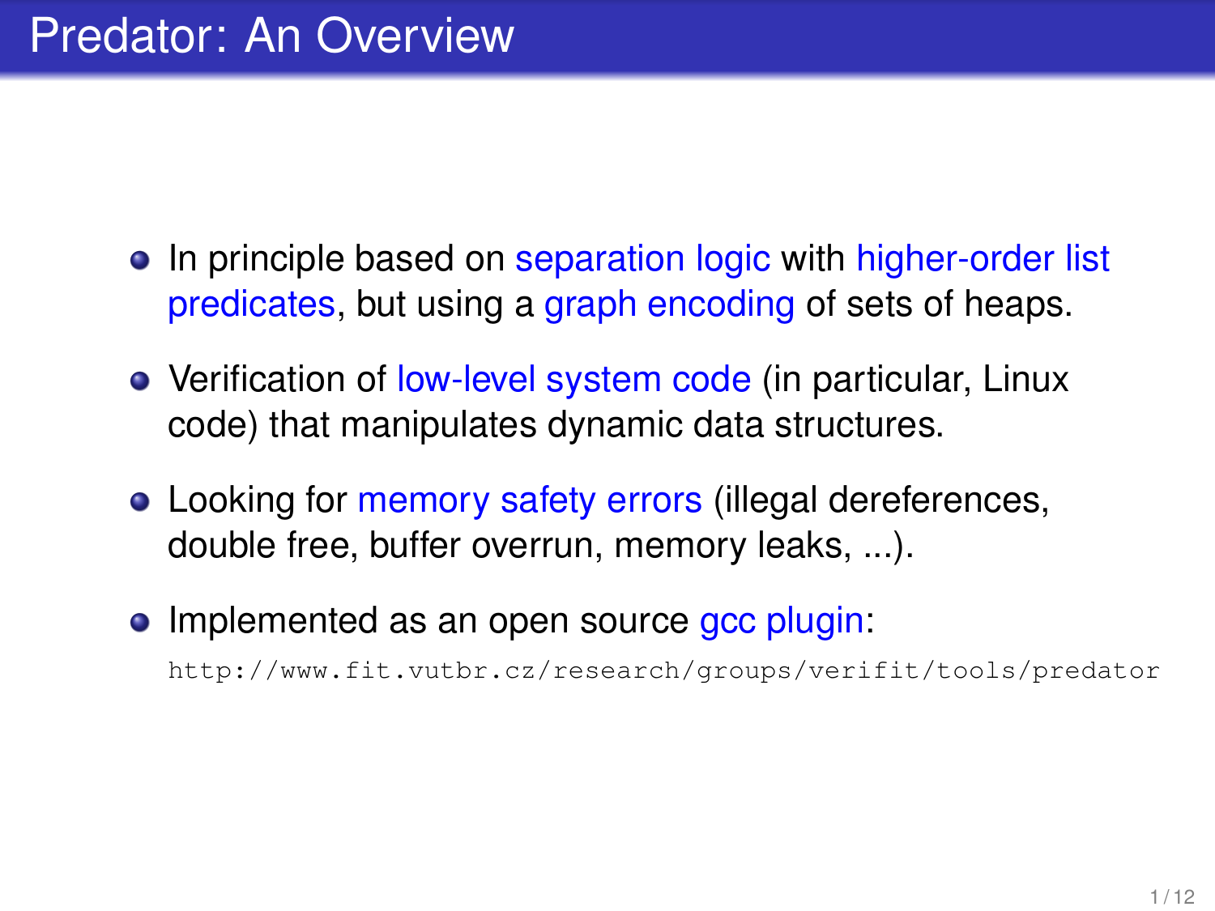# Predator: An Overview

- In principle based on separation logic with higher-order list predicates, but using a graph encoding of sets of heaps.
- Verification of low-level system code (in particular, Linux code) that manipulates dynamic data structures.
- Looking for memory safety errors (illegal dereferences, double free, buffer overrun, memory leaks, ...).
- Implemented as an open source gcc plugin:

  `http://www.fit.vutbr.cz/research/groups/verifit/tools/predator`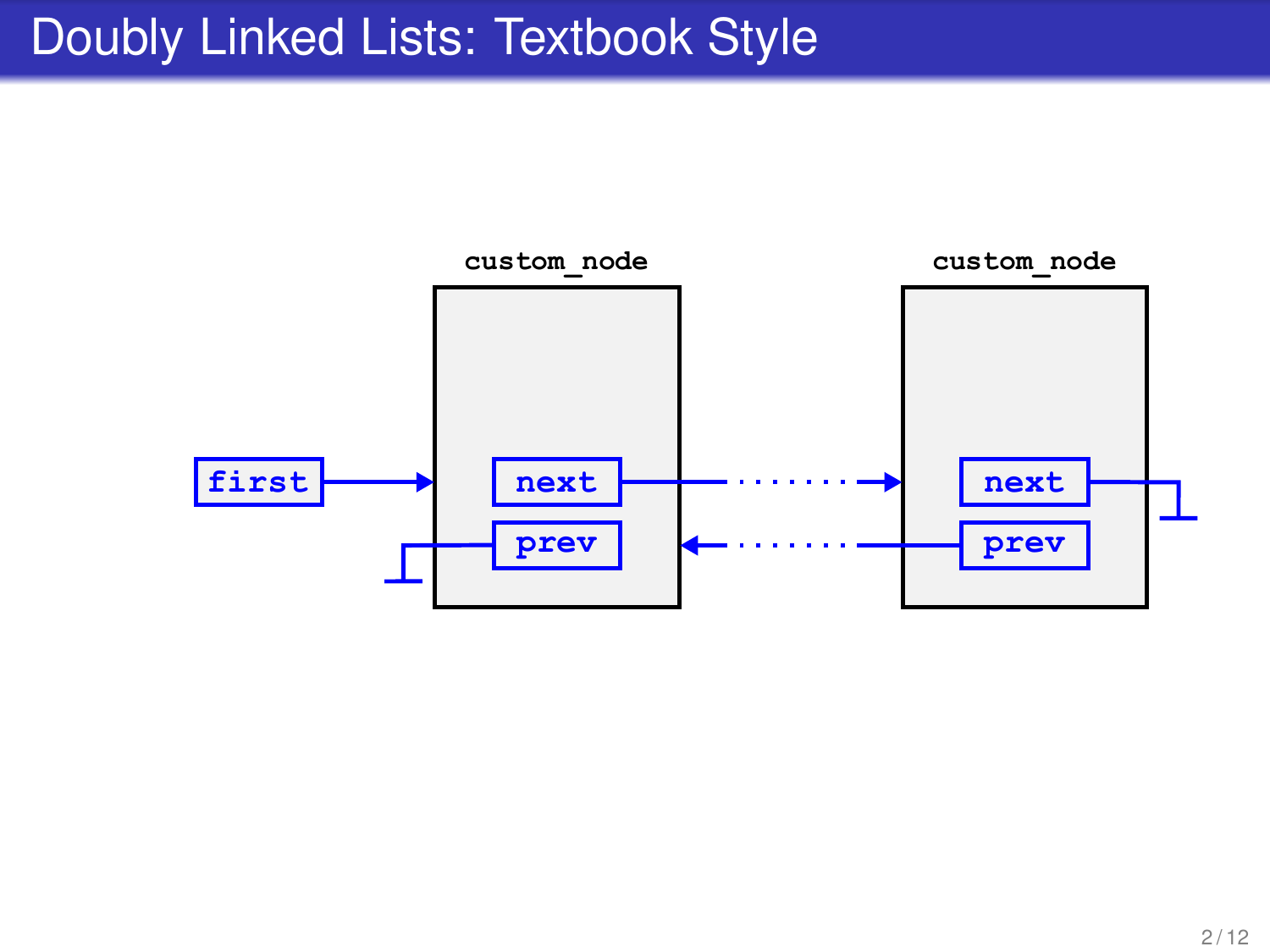# Doubly Linked Lists: Textbook Style

custom_node

custom_node

first

next

prev

next

prev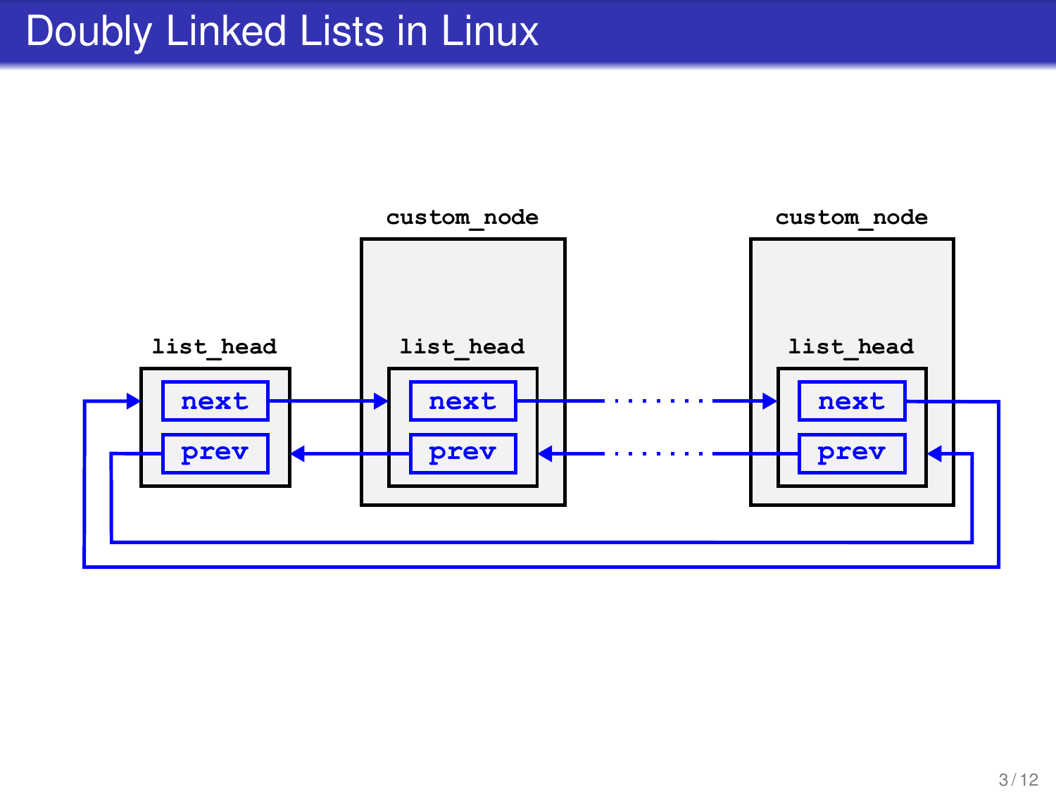# Doubly Linked Lists in Linux

custom_node

custom_node

list_head

list_head

list_head

next

next

next

prev

prev

prev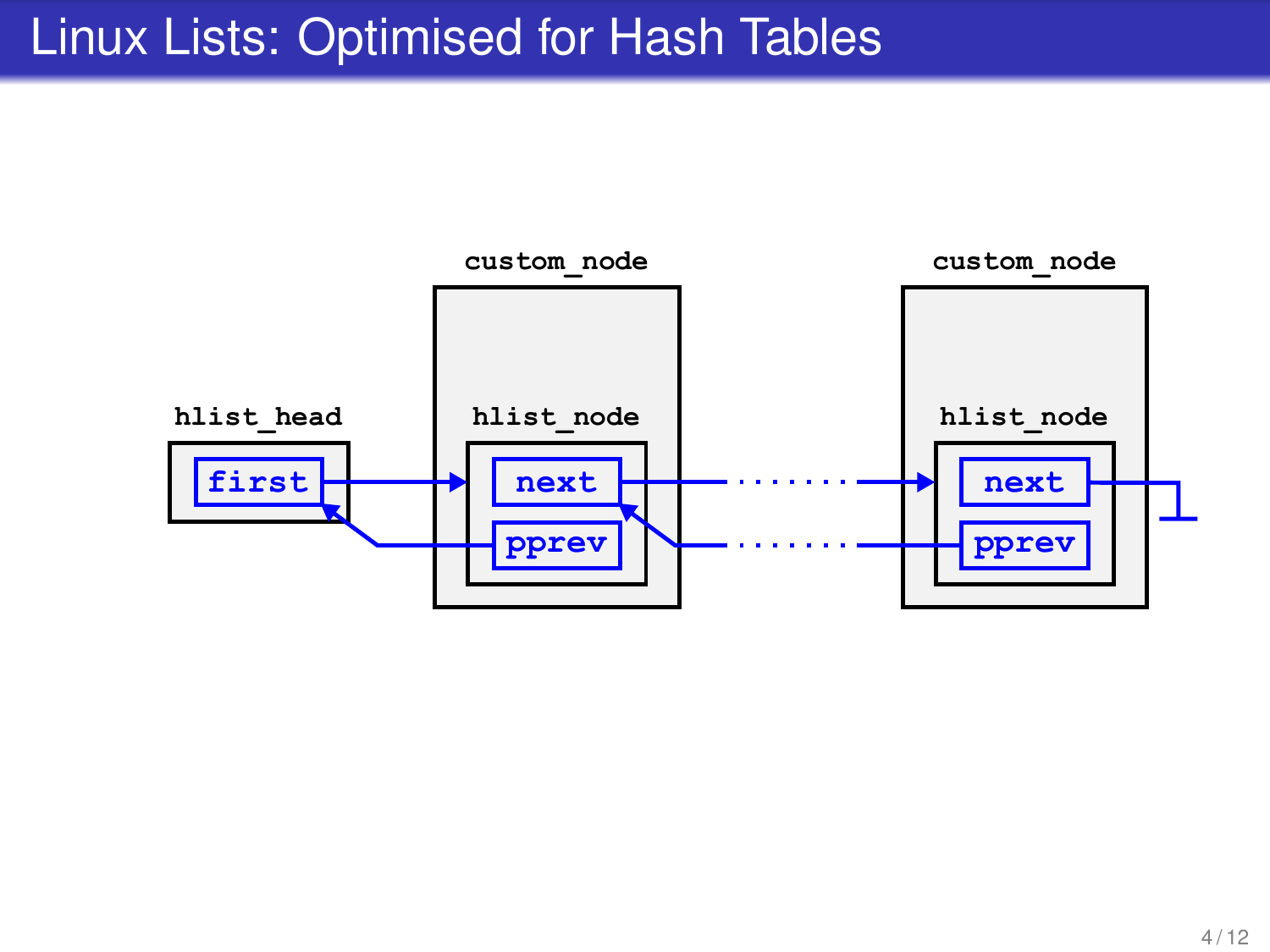# Linux Lists: Optimised for Hash Tables

hlist_head

first

custom_node

hlist_node

next

pprev

custom_node

hlist_node

next

pprev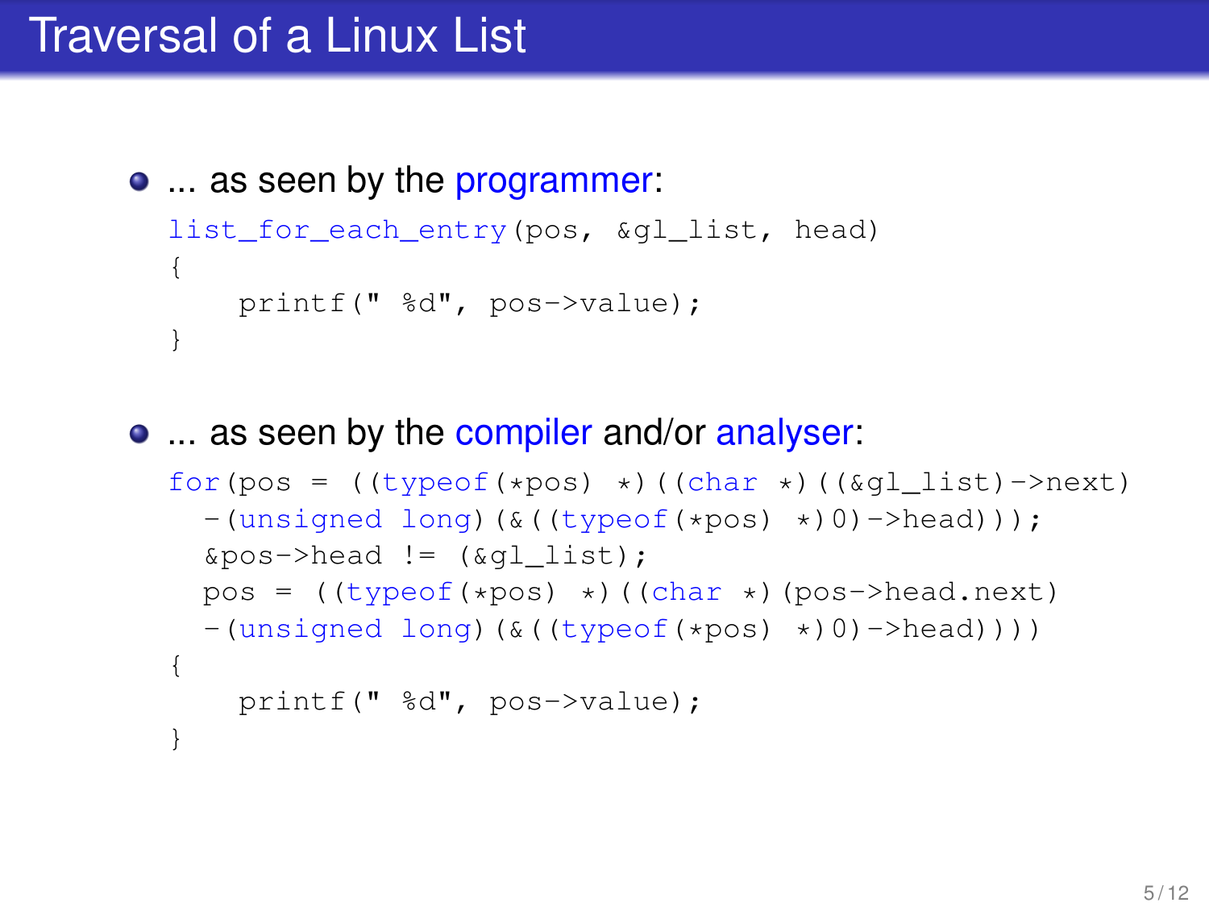# Traversal of a Linux List

- ... as seen by the programmer:

```
list_for_each_entry(pos, &gl_list, head)
{
    printf(" %d", pos->value);
}
```

- ... as seen by the compiler and/or analyser:

```
for(pos = ((typeof(*pos) *)((char *)((&gl_list)->next)
  -(unsigned long)(&((typeof(*pos) *)0)->head)));
  &pos->head != (&gl_list);
  pos = ((typeof(*pos) *)((char *)(pos->head.next)
  -(unsigned long)(&((typeof(*pos) *)0)->head))))
{
    printf(" %d", pos->value);
}
```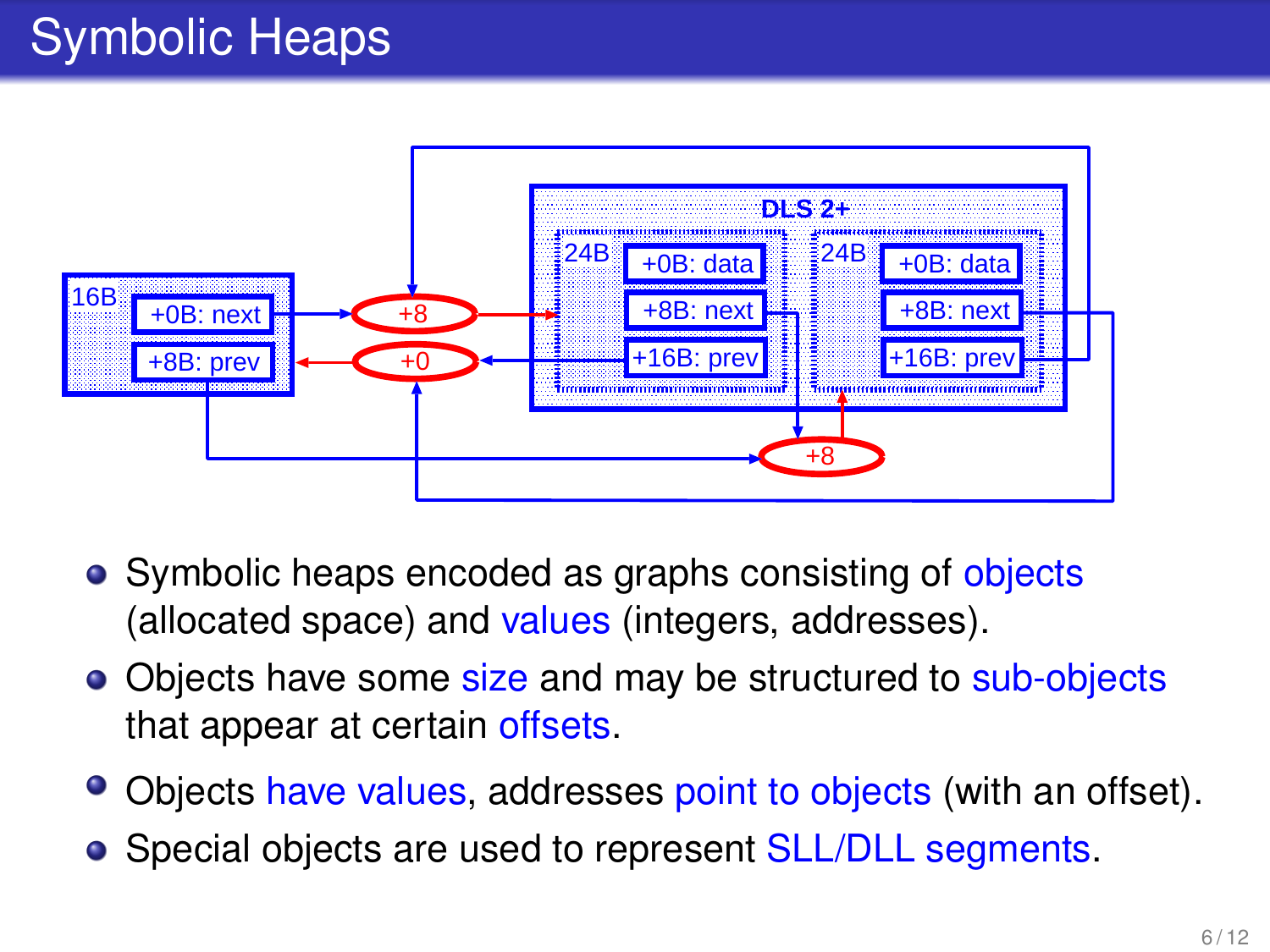# Symbolic Heaps

- Symbolic heaps encoded as graphs consisting of objects (allocated space) and values (integers, addresses).
- Objects have some size and may be structured to sub-objects that appear at certain offsets.
- Objects have values, addresses point to objects (with an offset).
- Special objects are used to represent SLL/DLL segments.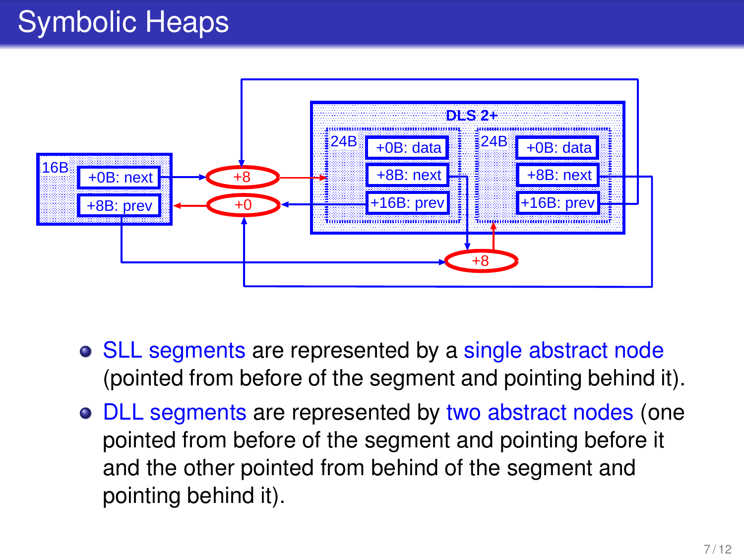# Symbolic Heaps

- SLL segments are represented by a single abstract node (pointed from before of the segment and pointing behind it).
- DLL segments are represented by two abstract nodes (one pointed from before of the segment and pointing before it and the other pointed from behind of the segment and pointing behind it).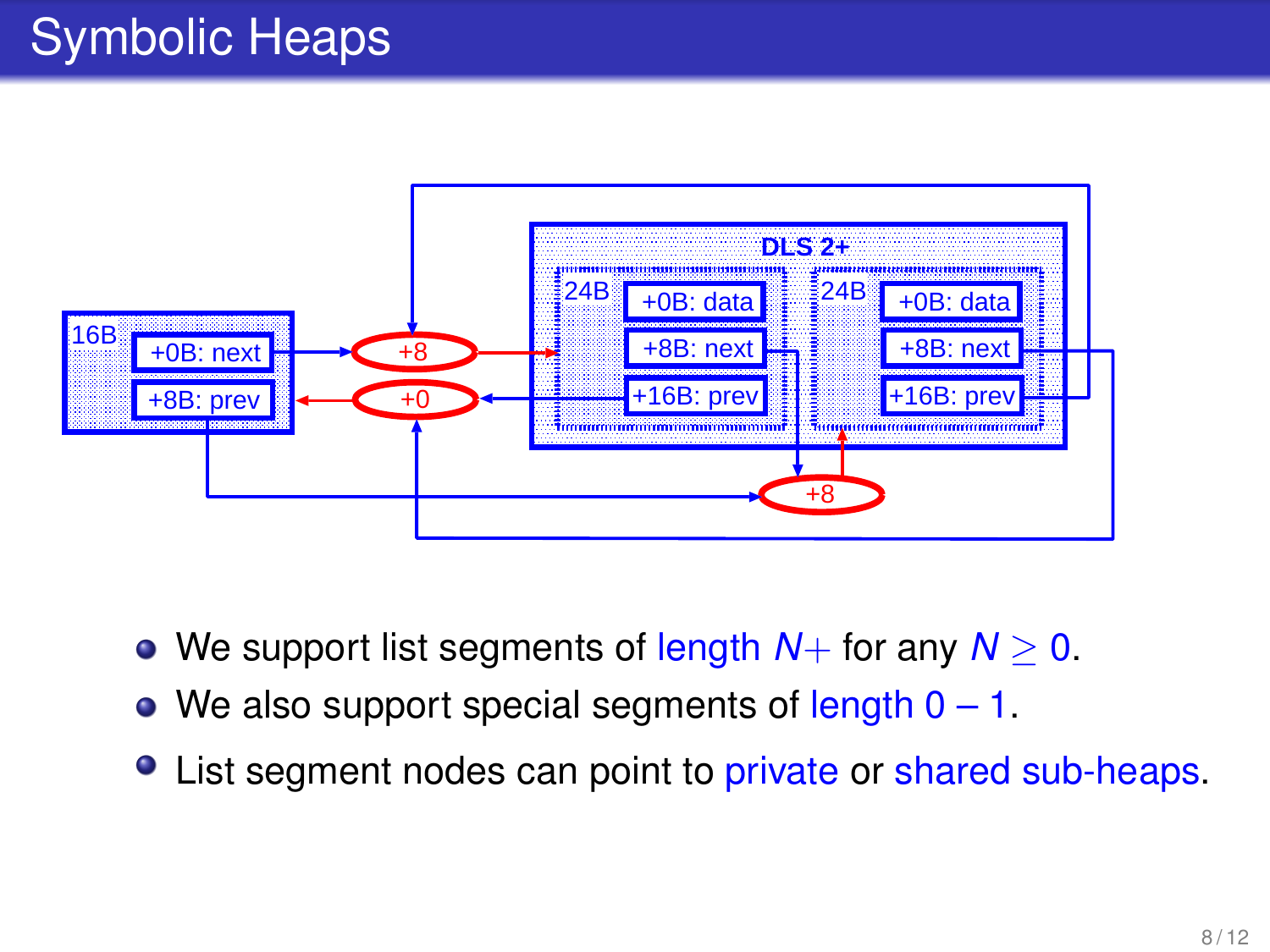# Symbolic Heaps

- We support list segments of length $N+$ for any $N \geq 0$.
- We also support special segments of length 0 – 1.
- List segment nodes can point to private or shared sub-heaps.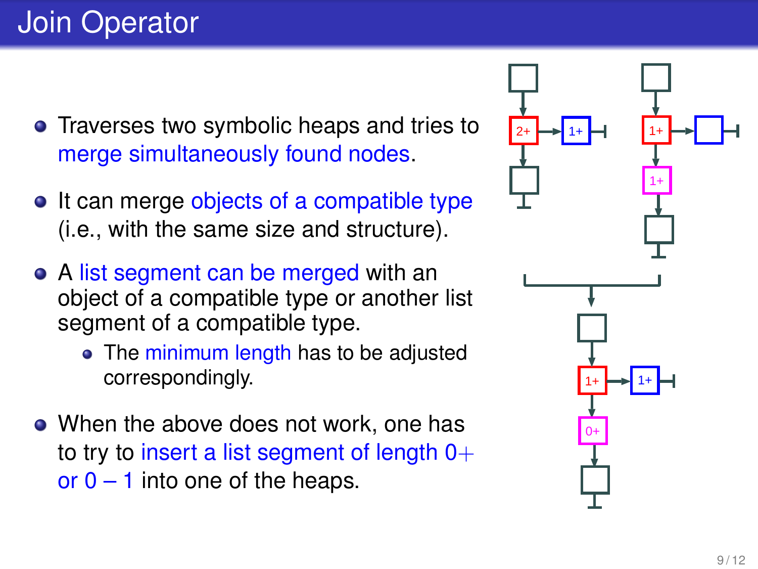# Join Operator

- Traverses two symbolic heaps and tries to merge simultaneously found nodes.
- It can merge objects of a compatible type (i.e., with the same size and structure).
- A list segment can be merged with an object of a compatible type or another list segment of a compatible type.
  - The minimum length has to be adjusted correspondingly.
- When the above does not work, one has to try to insert a list segment of length $0+$ or $0-1$ into one of the heaps.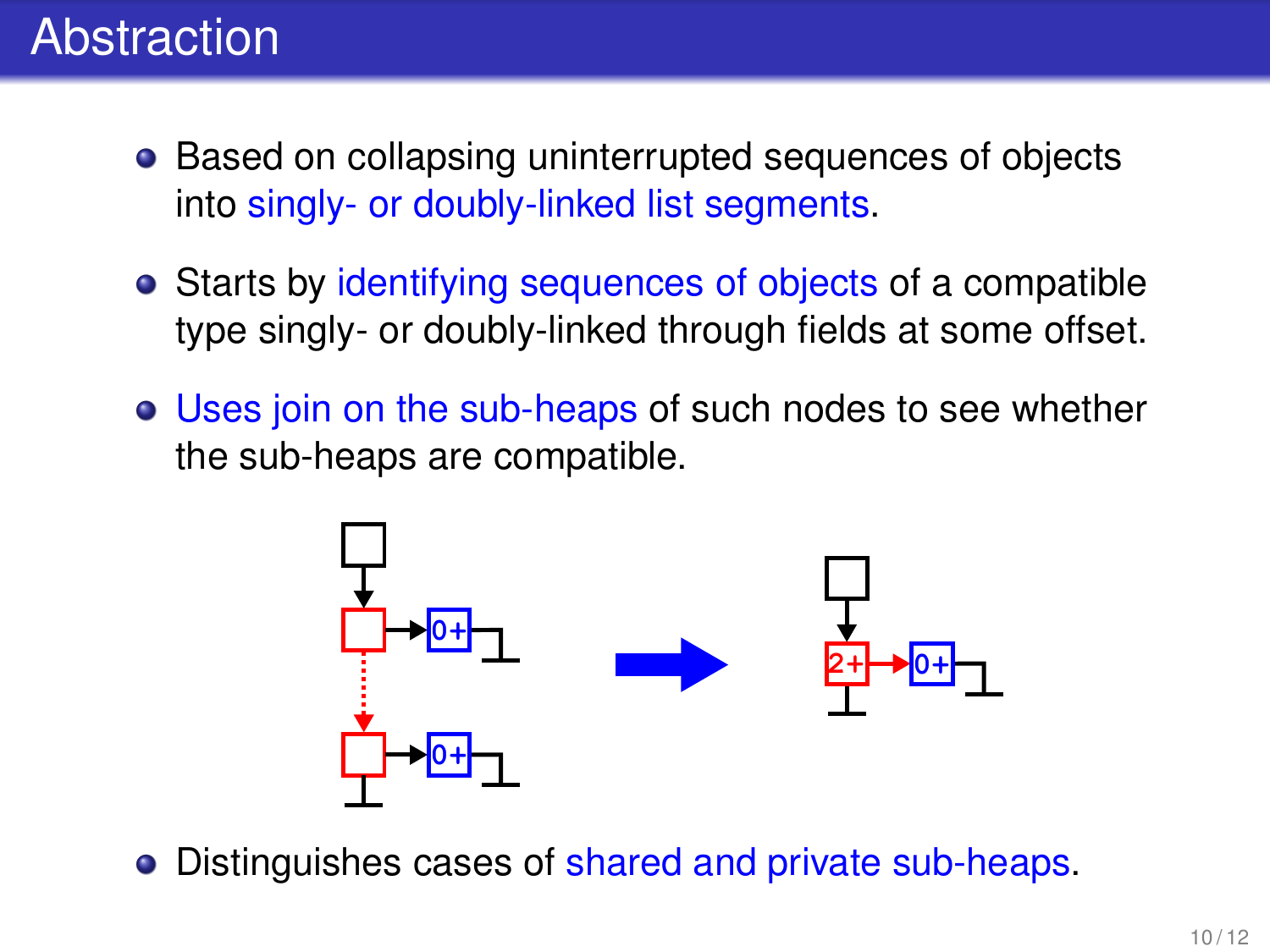# Abstraction

- Based on collapsing uninterrupted sequences of objects into singly- or doubly-linked list segments.
- Starts by identifying sequences of objects of a compatible type singly- or doubly-linked through fields at some offset.
- Uses join on the sub-heaps of such nodes to see whether the sub-heaps are compatible.
- Distinguishes cases of shared and private sub-heaps.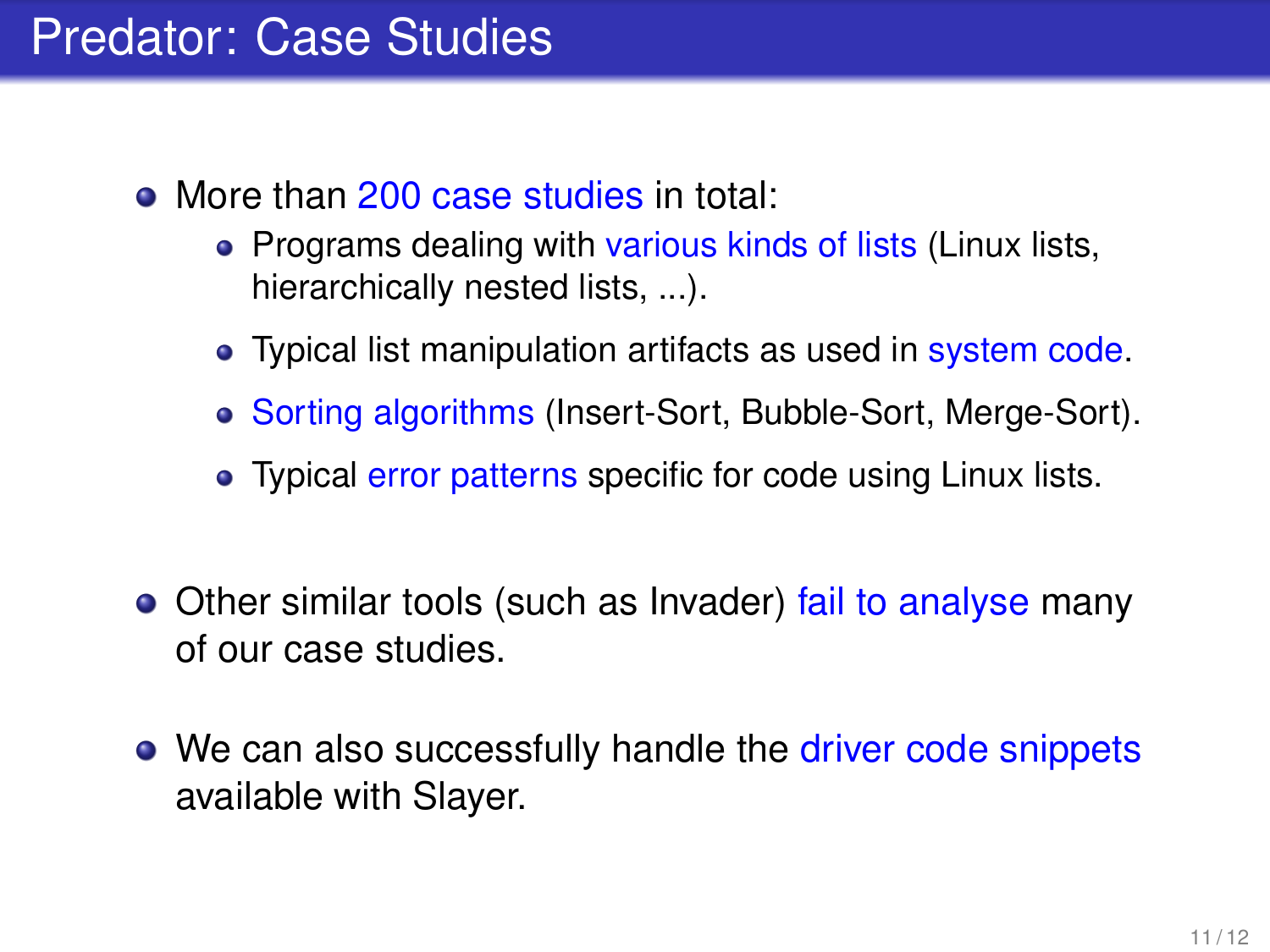# Predator: Case Studies

- More than 200 case studies in total:
  - Programs dealing with various kinds of lists (Linux lists, hierarchically nested lists, ...).
  - Typical list manipulation artifacts as used in system code.
  - Sorting algorithms (Insert-Sort, Bubble-Sort, Merge-Sort).
  - Typical error patterns specific for code using Linux lists.
- Other similar tools (such as Invader) fail to analyse many of our case studies.
- We can also successfully handle the driver code snippets available with Slayer.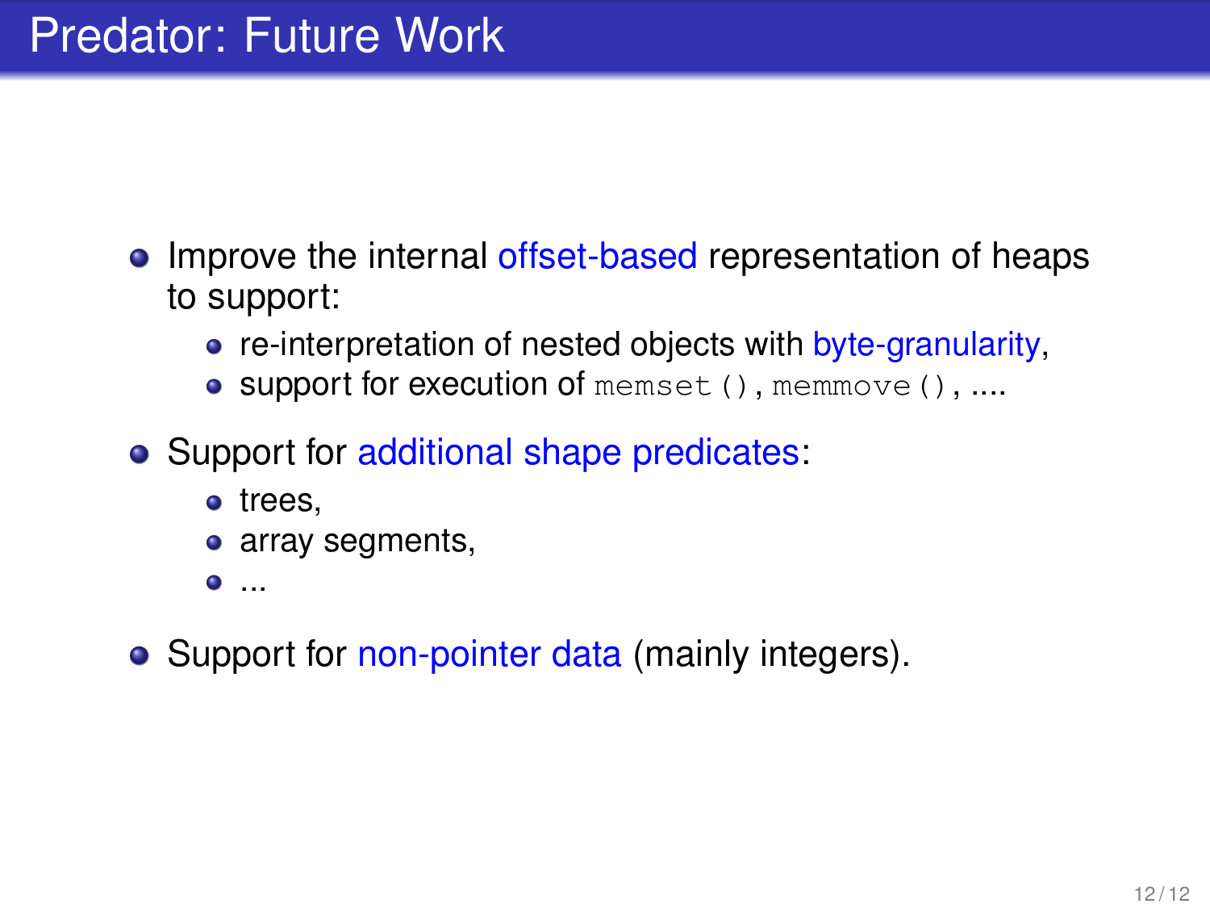# Predator: Future Work

- Improve the internal offset-based representation of heaps to support:
  - re-interpretation of nested objects with byte-granularity,
  - support for execution of `memset()`, `memmove()`, ....
- Support for additional shape predicates:
  - trees,
  - array segments,
  - ...
- Support for non-pointer data (mainly integers).